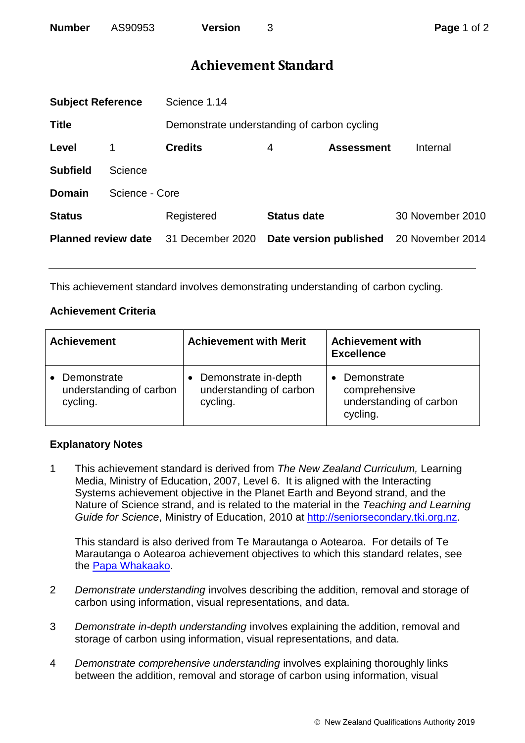| **Number** | AS90953 | **Version** | 3 |
|---|---|---|---|

# Achievement Standard

| | | | | | |
|---|---|---|---|---|---|
| **Subject Reference** | | Science 1.14 | | | |
| **Title** | | Demonstrate understanding of carbon cycling | | | |
| **Level** | 1 | **Credits** | 4 | **Assessment** | Internal |
| **Subfield** | Science | | | | |
| **Domain** | Science - Core | | | | |
| **Status** | | Registered | **Status date** | | 30 November 2010 |
| **Planned review date** | | 31 December 2020 | **Date version published** | | 20 November 2014 |

---

This achievement standard involves demonstrating understanding of carbon cycling.

## Achievement Criteria

| Achievement | Achievement with Merit | Achievement with Excellence |
|---|---|---|
| • Demonstrate understanding of carbon cycling. | • Demonstrate in-depth understanding of carbon cycling. | • Demonstrate comprehensive understanding of carbon cycling. |

## Explanatory Notes

1. This achievement standard is derived from *The New Zealand Curriculum,* Learning Media, Ministry of Education, 2007, Level 6. It is aligned with the Interacting Systems achievement objective in the Planet Earth and Beyond strand, and the Nature of Science strand, and is related to the material in the *Teaching and Learning Guide for Science*, Ministry of Education, 2010 at [http://seniorsecondary.tki.org.nz](http://seniorsecondary.tki.org.nz).

   This standard is also derived from Te Marautanga o Aotearoa. For details of Te Marautanga o Aotearoa achievement objectives to which this standard relates, see the Papa Whakaako.

2. *Demonstrate understanding* involves describing the addition, removal and storage of carbon using information, visual representations, and data.

3. *Demonstrate in-depth understanding* involves explaining the addition, removal and storage of carbon using information, visual representations, and data.

4. *Demonstrate comprehensive understanding* involves explaining thoroughly links between the addition, removal and storage of carbon using information, visual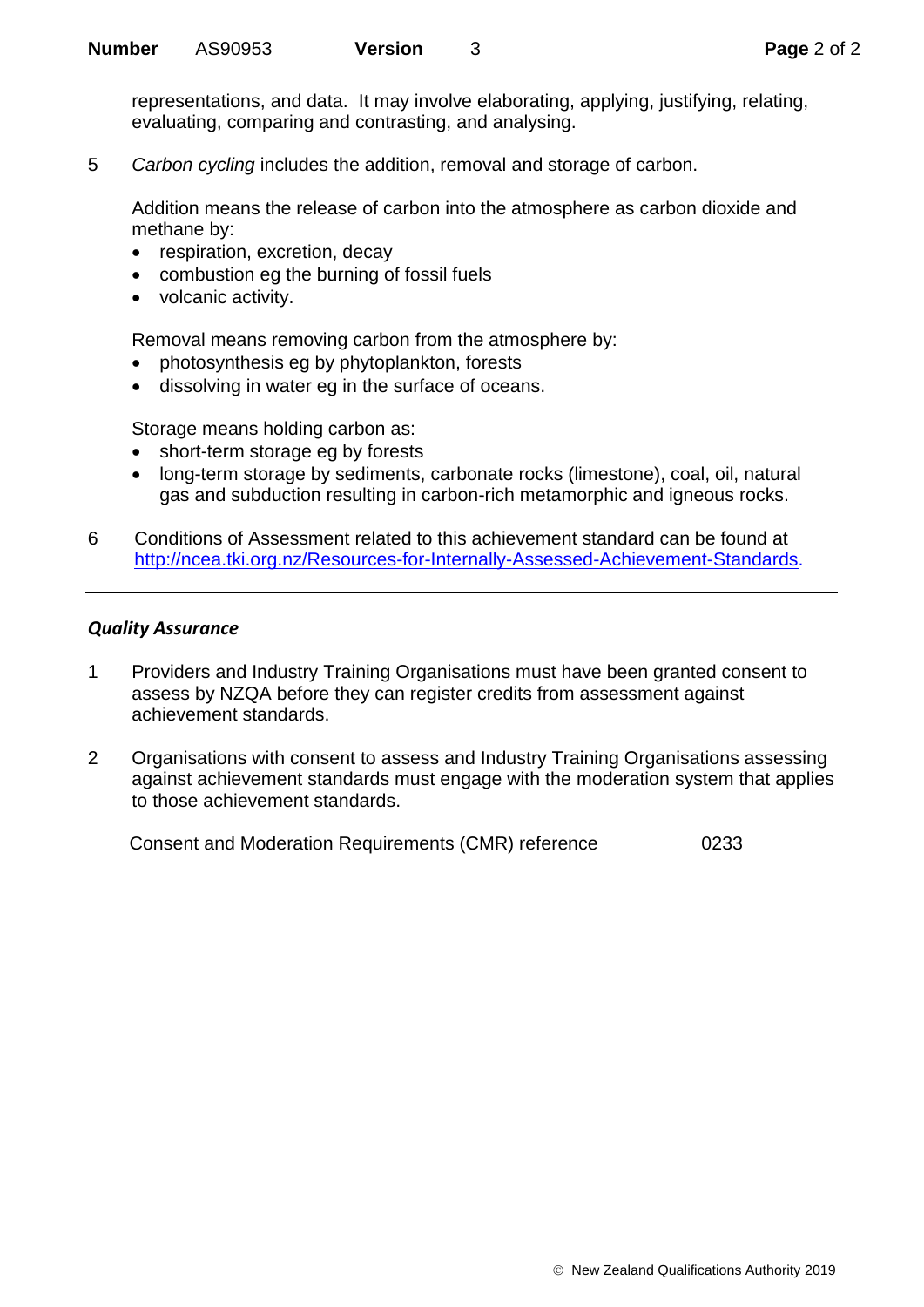representations, and data. It may involve elaborating, applying, justifying, relating, evaluating, comparing and contrasting, and analysing.

5 *Carbon cycling* includes the addition, removal and storage of carbon.

Addition means the release of carbon into the atmosphere as carbon dioxide and methane by:

- respiration, excretion, decay
- combustion eg the burning of fossil fuels
- volcanic activity.

Removal means removing carbon from the atmosphere by:

- photosynthesis eg by phytoplankton, forests
- dissolving in water eg in the surface of oceans.

Storage means holding carbon as:

- short-term storage eg by forests
- long-term storage by sediments, carbonate rocks (limestone), coal, oil, natural gas and subduction resulting in carbon-rich metamorphic and igneous rocks.

6 Conditions of Assessment related to this achievement standard can be found at http://ncea.tki.org.nz/Resources-for-Internally-Assessed-Achievement-Standards.

---

### *Quality Assurance*

1 Providers and Industry Training Organisations must have been granted consent to assess by NZQA before they can register credits from assessment against achievement standards.

2 Organisations with consent to assess and Industry Training Organisations assessing against achievement standards must engage with the moderation system that applies to those achievement standards.

Consent and Moderation Requirements (CMR) reference 0233

© New Zealand Qualifications Authority 2019